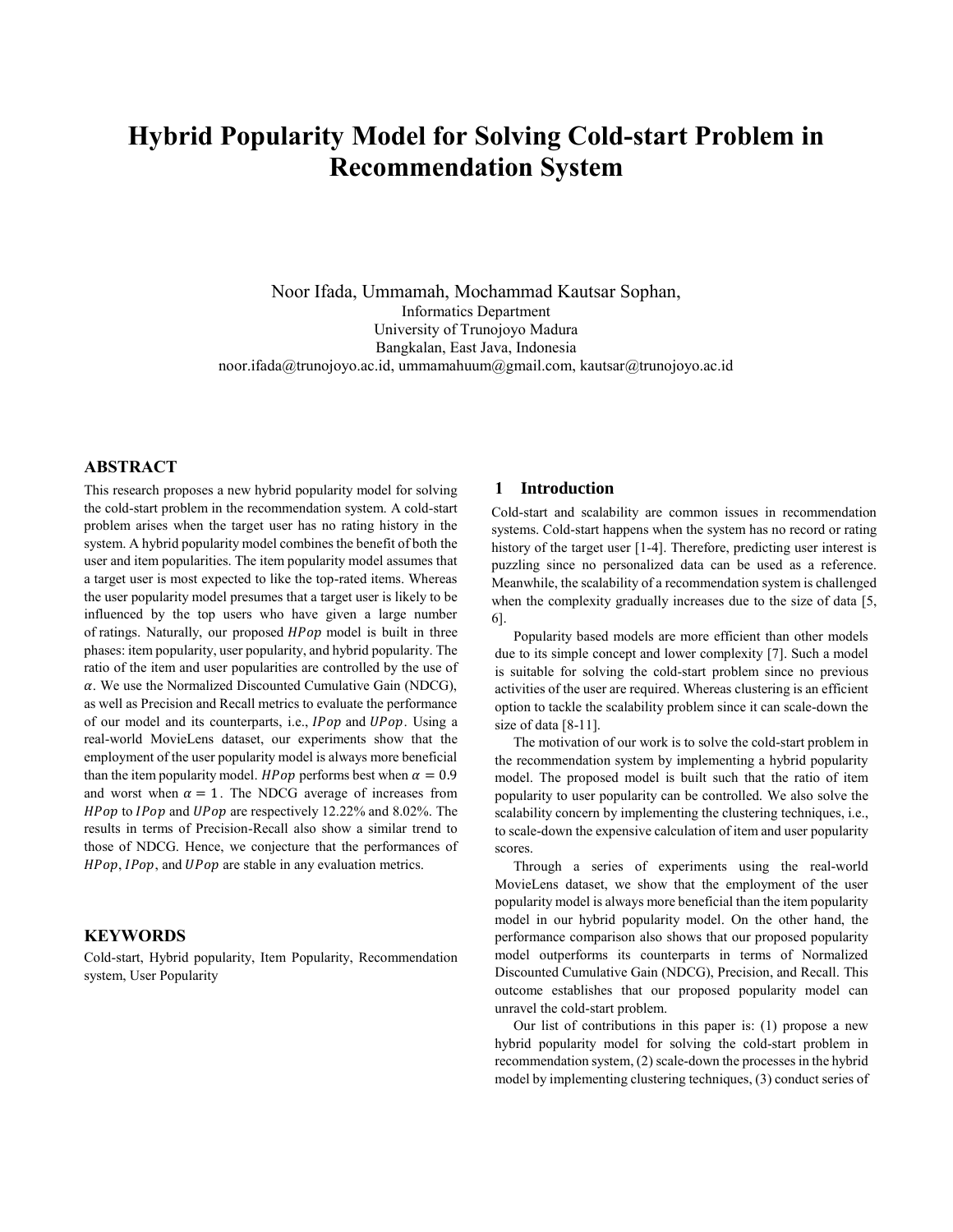# Hybrid Popularity Model for Solving Cold-start Problem in Recommendation System

Noor Ifada, Ummamah, Mochammad Kautsar Sophan,
Informatics Department
University of Trunojoyo Madura
Bangkalan, East Java, Indonesia
noor.ifada@trunojoyo.ac.id, ummamahuum@gmail.com, kautsar@trunojoyo.ac.id

## ABSTRACT

This research proposes a new hybrid popularity model for solving the cold-start problem in the recommendation system. A cold-start problem arises when the target user has no rating history in the system. A hybrid popularity model combines the benefit of both the user and item popularities. The item popularity model assumes that a target user is most expected to like the top-rated items. Whereas the user popularity model presumes that a target user is likely to be influenced by the top users who have given a large number of ratings. Naturally, our proposed $HPop$ model is built in three phases: item popularity, user popularity, and hybrid popularity. The ratio of the item and user popularities are controlled by the use of $\alpha$. We use the Normalized Discounted Cumulative Gain (NDCG), as well as Precision and Recall metrics to evaluate the performance of our model and its counterparts, i.e., $IPop$ and $UPop$. Using a real-world MovieLens dataset, our experiments show that the employment of the user popularity model is always more beneficial than the item popularity model. $HPop$ performs best when $\alpha = 0.9$ and worst when $\alpha = 1$. The NDCG average of increases from $HPop$ to $IPop$ and $UPop$ are respectively 12.22% and 8.02%. The results in terms of Precision-Recall also show a similar trend to those of NDCG. Hence, we conjecture that the performances of $HPop$, $IPop$, and $UPop$ are stable in any evaluation metrics.

## KEYWORDS

Cold-start, Hybrid popularity, Item Popularity, Recommendation system, User Popularity

## 1 Introduction

Cold-start and scalability are common issues in recommendation systems. Cold-start happens when the system has no record or rating history of the target user [1-4]. Therefore, predicting user interest is puzzling since no personalized data can be used as a reference. Meanwhile, the scalability of a recommendation system is challenged when the complexity gradually increases due to the size of data [5, 6].

Popularity based models are more efficient than other models due to its simple concept and lower complexity [7]. Such a model is suitable for solving the cold-start problem since no previous activities of the user are required. Whereas clustering is an efficient option to tackle the scalability problem since it can scale-down the size of data [8-11].

The motivation of our work is to solve the cold-start problem in the recommendation system by implementing a hybrid popularity model. The proposed model is built such that the ratio of item popularity to user popularity can be controlled. We also solve the scalability concern by implementing the clustering techniques, i.e., to scale-down the expensive calculation of item and user popularity scores.

Through a series of experiments using the real-world MovieLens dataset, we show that the employment of the user popularity model is always more beneficial than the item popularity model in our hybrid popularity model. On the other hand, the performance comparison also shows that our proposed popularity model outperforms its counterparts in terms of Normalized Discounted Cumulative Gain (NDCG), Precision, and Recall. This outcome establishes that our proposed popularity model can unravel the cold-start problem.

Our list of contributions in this paper is: (1) propose a new hybrid popularity model for solving the cold-start problem in recommendation system, (2) scale-down the processes in the hybrid model by implementing clustering techniques, (3) conduct series of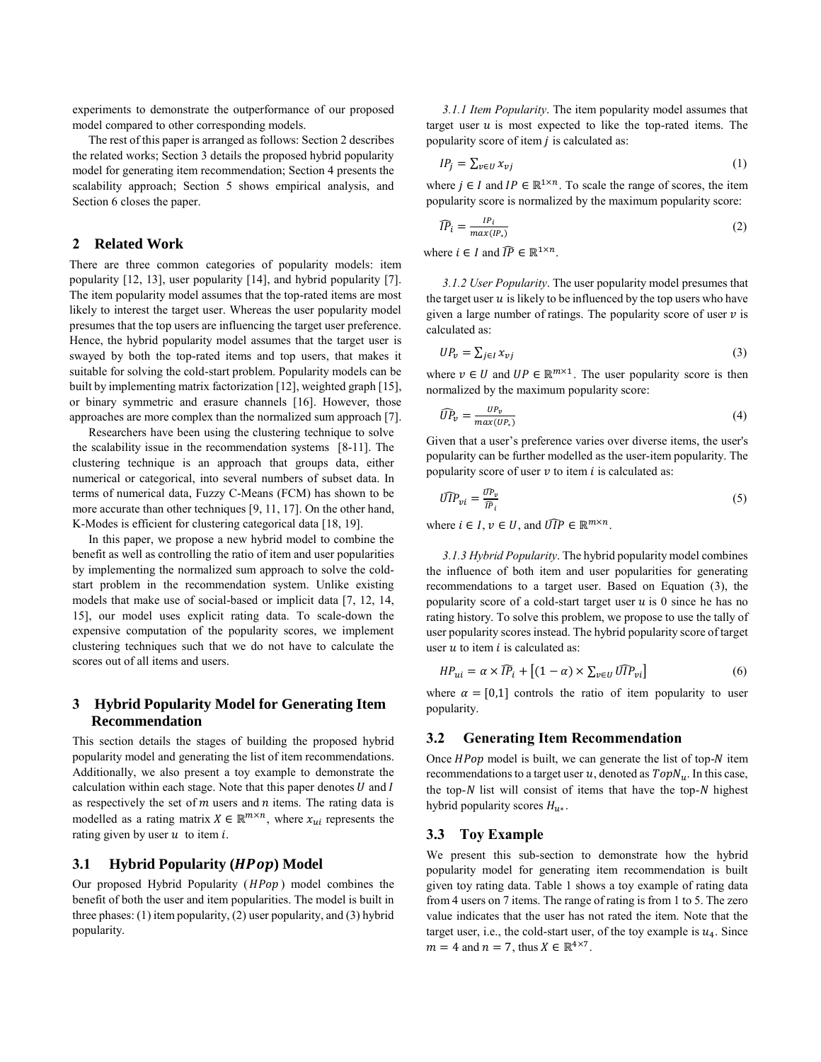experiments to demonstrate the outperformance of our proposed model compared to other corresponding models.

The rest of this paper is arranged as follows: Section 2 describes the related works; Section 3 details the proposed hybrid popularity model for generating item recommendation; Section 4 presents the scalability approach; Section 5 shows empirical analysis, and Section 6 closes the paper.

## 2 Related Work

There are three common categories of popularity models: item popularity [12, 13], user popularity [14], and hybrid popularity [7]. The item popularity model assumes that the top-rated items are most likely to interest the target user. Whereas the user popularity model presumes that the top users are influencing the target user preference. Hence, the hybrid popularity model assumes that the target user is swayed by both the top-rated items and top users, that makes it suitable for solving the cold-start problem. Popularity models can be built by implementing matrix factorization [12], weighted graph [15], or binary symmetric and erasure channels [16]. However, those approaches are more complex than the normalized sum approach [7].

Researchers have been using the clustering technique to solve the scalability issue in the recommendation systems [8-11]. The clustering technique is an approach that groups data, either numerical or categorical, into several numbers of subset data. In terms of numerical data, Fuzzy C-Means (FCM) has shown to be more accurate than other techniques [9, 11, 17]. On the other hand, K-Modes is efficient for clustering categorical data [18, 19].

In this paper, we propose a new hybrid model to combine the benefit as well as controlling the ratio of item and user popularities by implementing the normalized sum approach to solve the cold-start problem in the recommendation system. Unlike existing models that make use of social-based or implicit data [7, 12, 14, 15], our model uses explicit rating data. To scale-down the expensive computation of the popularity scores, we implement clustering techniques such that we do not have to calculate the scores out of all items and users.

## 3 Hybrid Popularity Model for Generating Item Recommendation

This section details the stages of building the proposed hybrid popularity model and generating the list of item recommendations. Additionally, we also present a toy example to demonstrate the calculation within each stage. Note that this paper denotes $U$ and $I$ as respectively the set of $m$ users and $n$ items. The rating data is modelled as a rating matrix $X \in \mathbb{R}^{m \times n}$, where $x_{ui}$ represents the rating given by user $u$ to item $i$.

### 3.1 Hybrid Popularity ($HPop$) Model

Our proposed Hybrid Popularity ($HPop$) model combines the benefit of both the user and item popularities. The model is built in three phases: (1) item popularity, (2) user popularity, and (3) hybrid popularity.

*3.1.1 Item Popularity*. The item popularity model assumes that target user $u$ is most expected to like the top-rated items. The popularity score of item $j$ is calculated as:

$$IP_j = \sum_{v \in U} x_{vj} \tag{1}$$

where $j \in I$ and $IP \in \mathbb{R}^{1 \times n}$. To scale the range of scores, the item popularity score is normalized by the maximum popularity score:

$$\widehat{IP}_i = \frac{IP_i}{max(IP_*)} \tag{2}$$

where $i \in I$ and $\widehat{IP} \in \mathbb{R}^{1 \times n}$.

*3.1.2 User Popularity*. The user popularity model presumes that the target user $u$ is likely to be influenced by the top users who have given a large number of ratings. The popularity score of user $v$ is calculated as:

$$UP_v = \sum_{j \in I} x_{vj} \tag{3}$$

where $v \in U$ and $UP \in \mathbb{R}^{m \times 1}$. The user popularity score is then normalized by the maximum popularity score:

$$\widehat{UP}_v = \frac{UP_v}{max(UP_*)} \tag{4}$$

Given that a user's preference varies over diverse items, the user's popularity can be further modelled as the user-item popularity. The popularity score of user $v$ to item $i$ is calculated as:

$$\widehat{UIP}_{vi} = \frac{\widehat{UP}_v}{\widehat{IP}_i} \tag{5}$$

where $i \in I$, $v \in U$, and $\widehat{UIP} \in \mathbb{R}^{m \times n}$.

*3.1.3 Hybrid Popularity*. The hybrid popularity model combines the influence of both item and user popularities for generating recommendations to a target user. Based on Equation (3), the popularity score of a cold-start target user $u$ is 0 since he has no rating history. To solve this problem, we propose to use the tally of user popularity scores instead. The hybrid popularity score of target user $u$ to item $i$ is calculated as:

$$HP_{ui} = \alpha \times \widehat{IP}_i + \left[(1 - \alpha) \times \sum_{v \in U} \widehat{UIP}_{vi}\right] \tag{6}$$

where $\alpha = [0,1]$ controls the ratio of item popularity to user popularity.

### 3.2 Generating Item Recommendation

Once $HPop$ model is built, we can generate the list of top-$N$ item recommendations to a target user $u$, denoted as $TopN_u$. In this case, the top-$N$ list will consist of items that have the top-$N$ highest hybrid popularity scores $H_{u*}$.

### 3.3 Toy Example

We present this sub-section to demonstrate how the hybrid popularity model for generating item recommendation is built given toy rating data. Table 1 shows a toy example of rating data from 4 users on 7 items. The range of rating is from 1 to 5. The zero value indicates that the user has not rated the item. Note that the target user, i.e., the cold-start user, of the toy example is $u_4$. Since $m = 4$ and $n = 7$, thus $X \in \mathbb{R}^{4 \times 7}$.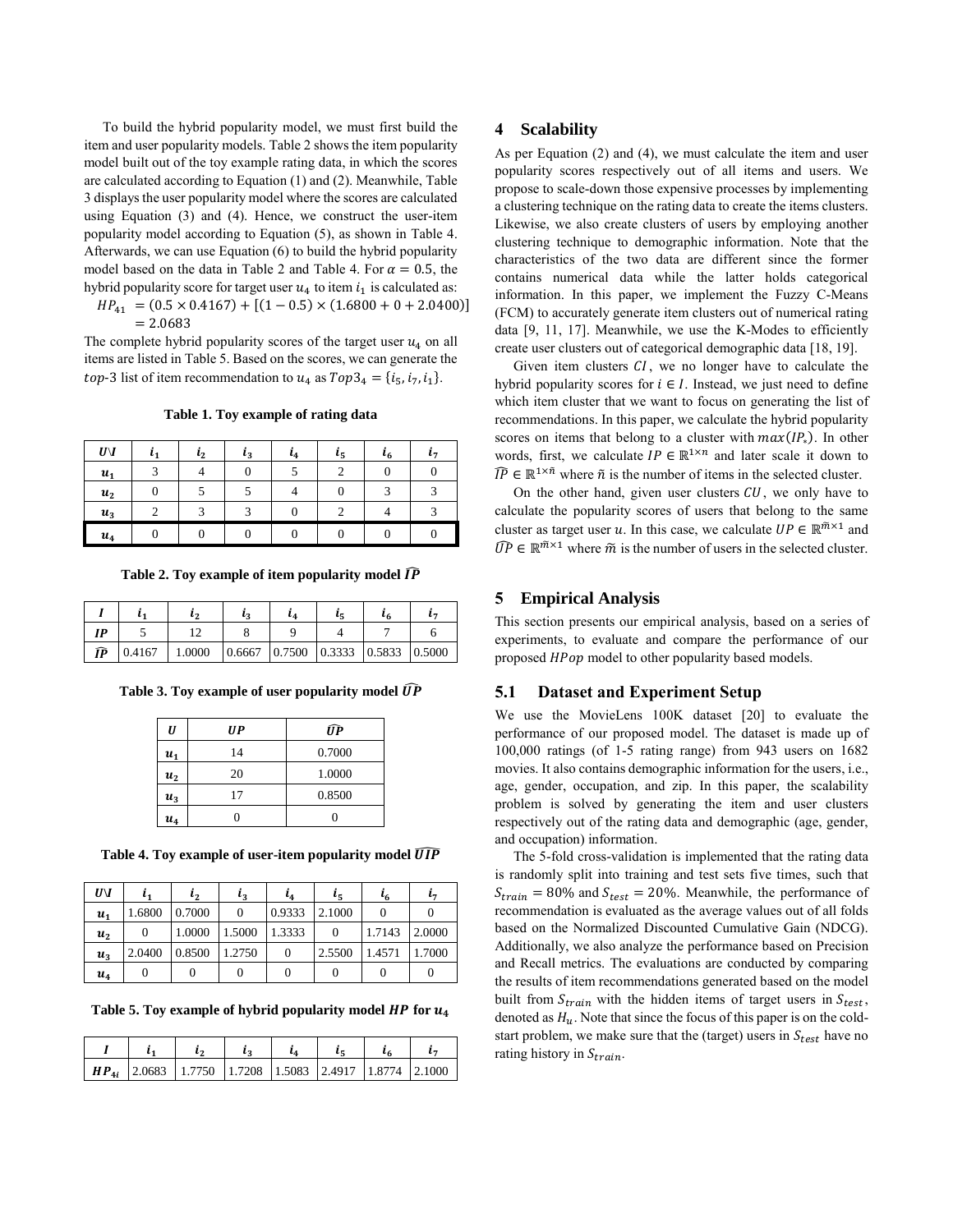To build the hybrid popularity model, we must first build the item and user popularity models. Table 2 shows the item popularity model built out of the toy example rating data, in which the scores are calculated according to Equation (1) and (2). Meanwhile, Table 3 displays the user popularity model where the scores are calculated using Equation (3) and (4). Hence, we construct the user-item popularity model according to Equation (5), as shown in Table 4. Afterwards, we can use Equation (6) to build the hybrid popularity model based on the data in Table 2 and Table 4. For $\alpha = 0.5$, the hybrid popularity score for target user $u_4$ to item $i_1$ is calculated as:

$$HP_{41} = (0.5 \times 0.4167) + [(1 - 0.5) \times (1.6800 + 0 + 2.0400)] = 2.0683$$

The complete hybrid popularity scores of the target user $u_4$ on all items are listed in Table 5. Based on the scores, we can generate the *top*-3 list of item recommendation to $u_4$ as $Top3_4 = \{i_5, i_7, i_1\}$.

**Table 1. Toy example of rating data**

| $U \backslash I$ | $i_1$ | $i_2$ | $i_3$ | $i_4$ | $i_5$ | $i_6$ | $i_7$ |
|---|---|---|---|---|---|---|---|
| $u_1$ | 3 | 4 | 0 | 5 | 2 | 0 | 0 |
| $u_2$ | 0 | 5 | 5 | 4 | 0 | 3 | 3 |
| $u_3$ | 2 | 3 | 3 | 0 | 2 | 4 | 3 |
| $u_4$ | 0 | 0 | 0 | 0 | 0 | 0 | 0 |

**Table 2. Toy example of item popularity model $\widehat{IP}$**

| $I$ | $i_1$ | $i_2$ | $i_3$ | $i_4$ | $i_5$ | $i_6$ | $i_7$ |
|---|---|---|---|---|---|---|---|
| $IP$ | 5 | 12 | 8 | 9 | 4 | 7 | 6 |
| $\widehat{IP}$ | 0.4167 | 1.0000 | 0.6667 | 0.7500 | 0.3333 | 0.5833 | 0.5000 |

**Table 3. Toy example of user popularity model $\widehat{UP}$**

| $U$ | $UP$ | $\widehat{UP}$ |
|---|---|---|
| $u_1$ | 14 | 0.7000 |
| $u_2$ | 20 | 1.0000 |
| $u_3$ | 17 | 0.8500 |
| $u_4$ | 0 | 0 |

**Table 4. Toy example of user-item popularity model $\widehat{UIP}$**

| $U \backslash I$ | $i_1$ | $i_2$ | $i_3$ | $i_4$ | $i_5$ | $i_6$ | $i_7$ |
|---|---|---|---|---|---|---|---|
| $u_1$ | 1.6800 | 0.7000 | 0 | 0.9333 | 2.1000 | 0 | 0 |
| $u_2$ | 0 | 1.0000 | 1.5000 | 1.3333 | 0 | 1.7143 | 2.0000 |
| $u_3$ | 2.0400 | 0.8500 | 1.2750 | 0 | 2.5500 | 1.4571 | 1.7000 |
| $u_4$ | 0 | 0 | 0 | 0 | 0 | 0 | 0 |

**Table 5. Toy example of hybrid popularity model $HP$ for $u_4$**

| $I$ | $i_1$ | $i_2$ | $i_3$ | $i_4$ | $i_5$ | $i_6$ | $i_7$ |
|---|---|---|---|---|---|---|---|
| $HP_{4i}$ | 2.0683 | 1.7750 | 1.7208 | 1.5083 | 2.4917 | 1.8774 | 2.1000 |

## 4 Scalability

As per Equation (2) and (4), we must calculate the item and user popularity scores respectively out of all items and users. We propose to scale-down those expensive processes by implementing a clustering technique on the rating data to create the items clusters. Likewise, we also create clusters of users by employing another clustering technique to demographic information. Note that the characteristics of the two data are different since the former contains numerical data while the latter holds categorical information. In this paper, we implement the Fuzzy C-Means (FCM) to accurately generate item clusters out of numerical rating data [9, 11, 17]. Meanwhile, we use the K-Modes to efficiently create user clusters out of categorical demographic data [18, 19].

Given item clusters $CI$, we no longer have to calculate the hybrid popularity scores for $i \in I$. Instead, we just need to define which item cluster that we want to focus on generating the list of recommendations. In this paper, we calculate the hybrid popularity scores on items that belong to a cluster with $max(IP_*)$. In other words, first, we calculate $IP \in \mathbb{R}^{1 \times n}$ and later scale it down to $\widehat{IP} \in \mathbb{R}^{1 \times \tilde{n}}$ where $\tilde{n}$ is the number of items in the selected cluster.

On the other hand, given user clusters $CU$, we only have to calculate the popularity scores of users that belong to the same cluster as target user $u$. In this case, we calculate $UP \in \mathbb{R}^{\tilde{m} \times 1}$ and $\widehat{UP} \in \mathbb{R}^{\tilde{m} \times 1}$ where $\tilde{m}$ is the number of users in the selected cluster.

## 5 Empirical Analysis

This section presents our empirical analysis, based on a series of experiments, to evaluate and compare the performance of our proposed $HPop$ model to other popularity based models.

### 5.1 Dataset and Experiment Setup

We use the MovieLens 100K dataset [20] to evaluate the performance of our proposed model. The dataset is made up of 100,000 ratings (of 1-5 rating range) from 943 users on 1682 movies. It also contains demographic information for the users, i.e., age, gender, occupation, and zip. In this paper, the scalability problem is solved by generating the item and user clusters respectively out of the rating data and demographic (age, gender, and occupation) information.

The 5-fold cross-validation is implemented that the rating data is randomly split into training and test sets five times, such that $S_{train} = 80\%$ and $S_{test} = 20\%$. Meanwhile, the performance of recommendation is evaluated as the average values out of all folds based on the Normalized Discounted Cumulative Gain (NDCG). Additionally, we also analyze the performance based on Precision and Recall metrics. The evaluations are conducted by comparing the results of item recommendations generated based on the model built from $S_{train}$ with the hidden items of target users in $S_{test}$, denoted as $H_u$. Note that since the focus of this paper is on the cold-start problem, we make sure that the (target) users in $S_{test}$ have no rating history in $S_{train}$.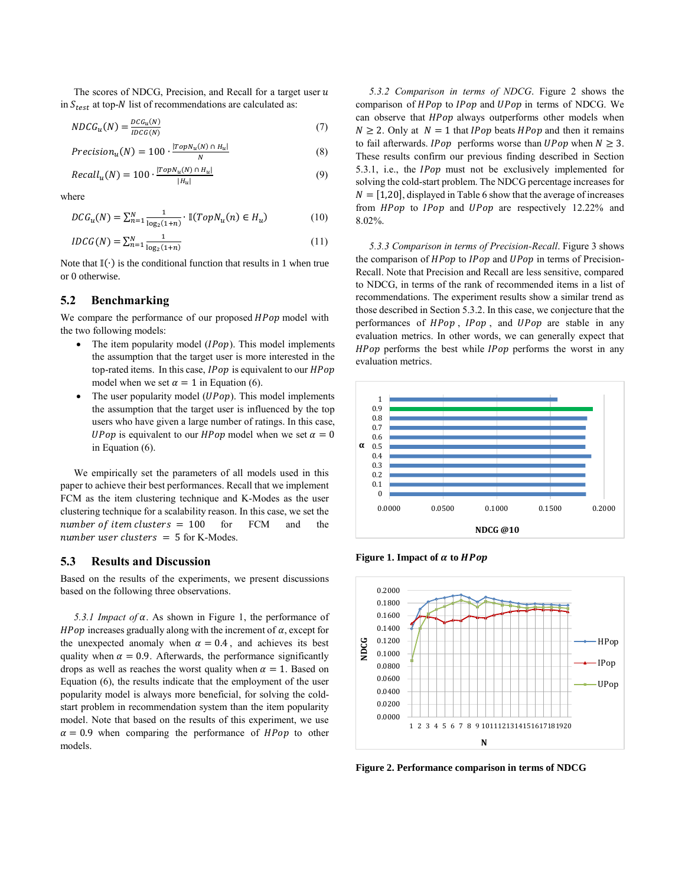The scores of NDCG, Precision, and Recall for a target user $u$ in $S_{test}$ at top-$N$ list of recommendations are calculated as:

$$NDCG_u(N) = \frac{DCG_u(N)}{IDCG(N)} \tag{7}$$

$$Precision_u(N) = 100 \cdot \frac{|TopN_u(N) \cap H_u|}{N} \tag{8}$$

$$Recall_u(N) = 100 \cdot \frac{|TopN_u(N) \cap H_u|}{|H_u|} \tag{9}$$

where

$$DCG_u(N) = \sum_{n=1}^{N} \frac{1}{\log_2(1+n)} \cdot \mathbb{I}(TopN_u(n) \in H_u) \tag{10}$$

$$IDCG(N) = \sum_{n=1}^{N} \frac{1}{\log_2(1+n)} \tag{11}$$

Note that $\mathbb{I}(\cdot)$ is the conditional function that results in 1 when true or 0 otherwise.

## 5.2 Benchmarking

We compare the performance of our proposed $HPop$ model with the two following models:

- The item popularity model ($IPop$). This model implements the assumption that the target user is more interested in the top-rated items. In this case, $IPop$ is equivalent to our $HPop$ model when we set $\alpha = 1$ in Equation (6).
- The user popularity model ($UPop$). This model implements the assumption that the target user is influenced by the top users who have given a large number of ratings. In this case, $UPop$ is equivalent to our $HPop$ model when we set $\alpha = 0$ in Equation (6).

We empirically set the parameters of all models used in this paper to achieve their best performances. Recall that we implement FCM as the item clustering technique and K-Modes as the user clustering technique for a scalability reason. In this case, we set the $number\ of\ item\ clusters = 100$ for FCM and the $number\ user\ clusters = 5$ for K-Modes.

## 5.3 Results and Discussion

Based on the results of the experiments, we present discussions based on the following three observations.

*5.3.1 Impact of $\alpha$.* As shown in Figure 1, the performance of $HPop$ increases gradually along with the increment of $\alpha$, except for the unexpected anomaly when $\alpha = 0.4$, and achieves its best quality when $\alpha = 0.9$. Afterwards, the performance significantly drops as well as reaches the worst quality when $\alpha = 1$. Based on Equation (6), the results indicate that the employment of the user popularity model is always more beneficial, for solving the cold-start problem in recommendation system than the item popularity model. Note that based on the results of this experiment, we use $\alpha = 0.9$ when comparing the performance of $HPop$ to other models.

*5.3.2 Comparison in terms of NDCG.* Figure 2 shows the comparison of $HPop$ to $IPop$ and $UPop$ in terms of NDCG. We can observe that $HPop$ always outperforms other models when $N \geq 2$. Only at $N = 1$ that $IPop$ beats $HPop$ and then it remains to fail afterwards. $IPop$ performs worse than $UPop$ when $N \geq 3$. These results confirm our previous finding described in Section 5.3.1, i.e., the $IPop$ must not be exclusively implemented for solving the cold-start problem. The NDCG percentage increases for $N = [1,20]$, displayed in Table 6 show that the average of increases from $HPop$ to $IPop$ and $UPop$ are respectively 12.22% and 8.02%.

*5.3.3 Comparison in terms of Precision-Recall.* Figure 3 shows the comparison of $HPop$ to $IPop$ and $UPop$ in terms of Precision-Recall. Note that Precision and Recall are less sensitive, compared to NDCG, in terms of the rank of recommended items in a list of recommendations. The experiment results show a similar trend as those described in Section 5.3.2. In this case, we conjecture that the performances of $HPop$, $IPop$, and $UPop$ are stable in any evaluation metrics. In other words, we can generally expect that $HPop$ performs the best while $IPop$ performs the worst in any evaluation metrics.

**Figure 1. Impact of $\alpha$ to $HPop$**

**Figure 2. Performance comparison in terms of NDCG**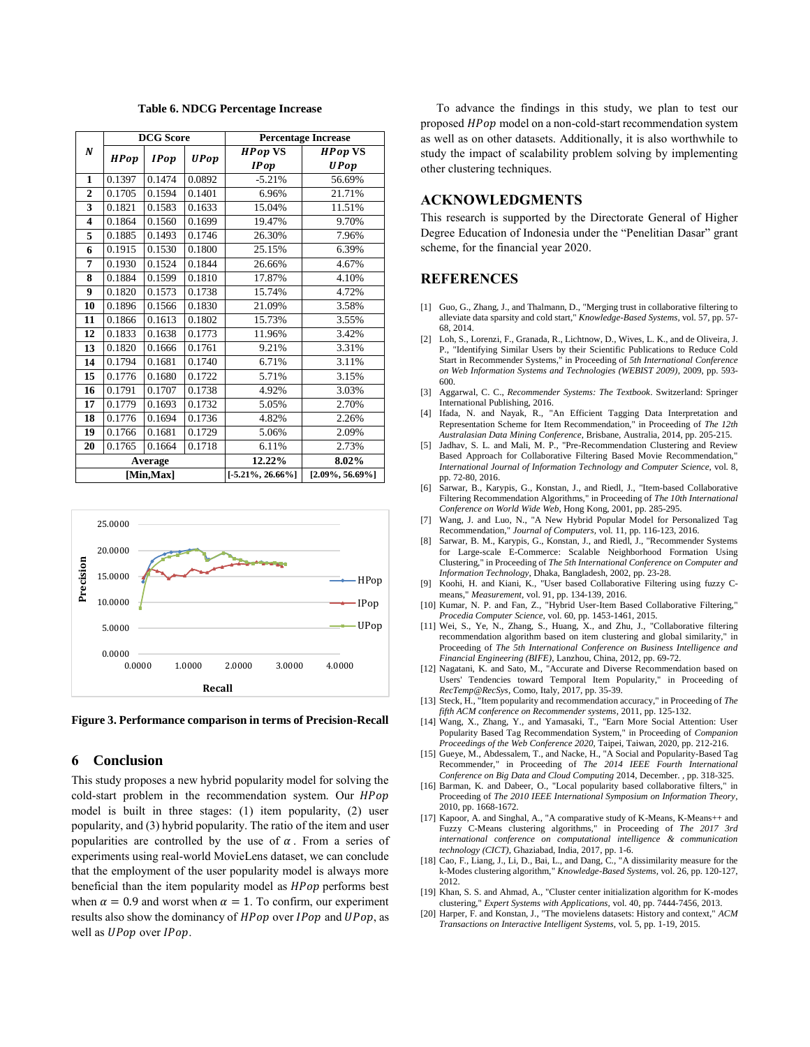**Table 6. NDCG Percentage Increase**

| *N* | DCG Score | | | Percentage Increase | |
|---|---|---|---|---|---|
| | *HPop* | *IPop* | *UPop* | *HPop* VS *IPop* | *HPop* VS *UPop* |
| **1** | 0.1397 | 0.1474 | 0.0892 | -5.21% | 56.69% |
| **2** | 0.1705 | 0.1594 | 0.1401 | 6.96% | 21.71% |
| **3** | 0.1821 | 0.1583 | 0.1633 | 15.04% | 11.51% |
| **4** | 0.1864 | 0.1560 | 0.1699 | 19.47% | 9.70% |
| **5** | 0.1885 | 0.1493 | 0.1746 | 26.30% | 7.96% |
| **6** | 0.1915 | 0.1530 | 0.1800 | 25.15% | 6.39% |
| **7** | 0.1930 | 0.1524 | 0.1844 | 26.66% | 4.67% |
| **8** | 0.1884 | 0.1599 | 0.1810 | 17.87% | 4.10% |
| **9** | 0.1820 | 0.1573 | 0.1738 | 15.74% | 4.72% |
| **10** | 0.1896 | 0.1566 | 0.1830 | 21.09% | 3.58% |
| **11** | 0.1866 | 0.1613 | 0.1802 | 15.73% | 3.55% |
| **12** | 0.1833 | 0.1638 | 0.1773 | 11.96% | 3.42% |
| **13** | 0.1820 | 0.1666 | 0.1761 | 9.21% | 3.31% |
| **14** | 0.1794 | 0.1681 | 0.1740 | 6.71% | 3.11% |
| **15** | 0.1776 | 0.1680 | 0.1722 | 5.71% | 3.15% |
| **16** | 0.1791 | 0.1707 | 0.1738 | 4.92% | 3.03% |
| **17** | 0.1779 | 0.1693 | 0.1732 | 5.05% | 2.70% |
| **18** | 0.1776 | 0.1694 | 0.1736 | 4.82% | 2.26% |
| **19** | 0.1766 | 0.1681 | 0.1729 | 5.06% | 2.09% |
| **20** | 0.1765 | 0.1664 | 0.1718 | 6.11% | 2.73% |
| **Average** | | | | **12.22%** | **8.02%** |
| **[Min,Max]** | | | | **[-5.21%, 26.66%]** | **[2.09%, 56.69%]** |

25.0000
20.0000
15.0000
10.0000
5.0000
0.0000
0.0000 1.0000 2.0000 3.0000 4.0000
Precision
Recall
HPop
IPop
UPop

**Figure 3. Performance comparison in terms of Precision-Recall**

## 6 Conclusion

This study proposes a new hybrid popularity model for solving the cold-start problem in the recommendation system. Our $HPop$ model is built in three stages: (1) item popularity, (2) user popularity, and (3) hybrid popularity. The ratio of the item and user popularities are controlled by the use of $\alpha$. From a series of experiments using real-world MovieLens dataset, we can conclude that the employment of the user popularity model is always more beneficial than the item popularity model as $HPop$ performs best when $\alpha = 0.9$ and worst when $\alpha = 1$. To confirm, our experiment results also show the dominancy of $HPop$ over $IPop$ and $UPop$, as well as $UPop$ over $IPop$.

To advance the findings in this study, we plan to test our proposed $HPop$ model on a non-cold-start recommendation system as well as on other datasets. Additionally, it is also worthwhile to study the impact of scalability problem solving by implementing other clustering techniques.

## ACKNOWLEDGMENTS

This research is supported by the Directorate General of Higher Degree Education of Indonesia under the "Penelitian Dasar" grant scheme, for the financial year 2020.

## REFERENCES

[1] Guo, G., Zhang, J., and Thalmann, D., "Merging trust in collaborative filtering to alleviate data sparsity and cold start," *Knowledge-Based Systems*, vol. 57, pp. 57-68, 2014.

[2] Loh, S., Lorenzi, F., Granada, R., Lichtnow, D., Wives, L. K., and de Oliveira, J. P., "Identifying Similar Users by their Scientific Publications to Reduce Cold Start in Recommender Systems," in Proceeding of *5th International Conference on Web Information Systems and Technologies (WEBIST 2009)*, 2009, pp. 593-600.

[3] Aggarwal, C. C., *Recommender Systems: The Textbook*. Switzerland: Springer International Publishing, 2016.

[4] Ifada, N. and Nayak, R., "An Efficient Tagging Data Interpretation and Representation Scheme for Item Recommendation," in Proceeding of *The 12th Australasian Data Mining Conference*, Brisbane, Australia, 2014, pp. 205-215.

[5] Jadhav, S. L. and Mali, M. P., "Pre-Recommendation Clustering and Review Based Approach for Collaborative Filtering Based Movie Recommendation," *International Journal of Information Technology and Computer Science*, vol. 8, pp. 72-80, 2016.

[6] Sarwar, B., Karypis, G., Konstan, J., and Riedl, J., "Item-based Collaborative Filtering Recommendation Algorithms," in Proceeding of *The 10th International Conference on World Wide Web*, Hong Kong, 2001, pp. 285-295.

[7] Wang, J. and Luo, N., "A New Hybrid Popular Model for Personalized Tag Recommendation," *Journal of Computers*, vol. 11, pp. 116-123, 2016.

[8] Sarwar, B. M., Karypis, G., Konstan, J., and Riedl, J., "Recommender Systems for Large-scale E-Commerce: Scalable Neighborhood Formation Using Clustering," in Proceeding of *The 5th International Conference on Computer and Information Technology*, Dhaka, Bangladesh, 2002, pp. 23-28.

[9] Koohi, H. and Kiani, K., "User based Collaborative Filtering using fuzzy C-means," *Measurement*, vol. 91, pp. 134-139, 2016.

[10] Kumar, N. P. and Fan, Z., "Hybrid User-Item Based Collaborative Filtering," *Procedia Computer Science*, vol. 60, pp. 1453-1461, 2015.

[11] Wei, S., Ye, N., Zhang, S., Huang, X., and Zhu, J., "Collaborative filtering recommendation algorithm based on item clustering and global similarity," in Proceeding of *The 5th International Conference on Business Intelligence and Financial Engineering (BIFE)*, Lanzhou, China, 2012, pp. 69-72.

[12] Nagatani, K. and Sato, M., "Accurate and Diverse Recommendation based on Users' Tendencies toward Temporal Item Popularity," in Proceeding of *RecTemp@RecSys*, Como, Italy, 2017, pp. 35-39.

[13] Steck, H., "Item popularity and recommendation accuracy," in Proceeding of *The fifth ACM conference on Recommender systems*, 2011, pp. 125-132.

[14] Wang, X., Zhang, Y., and Yamasaki, T., "Earn More Social Attention: User Popularity Based Tag Recommendation System," in Proceeding of *Companion Proceedings of the Web Conference 2020*, Taipei, Taiwan, 2020, pp. 212-216.

[15] Gueye, M., Abdessalem, T., and Nacke, H., "A Social and Popularity-Based Tag Recommender," in Proceeding of *The 2014 IEEE Fourth International Conference on Big Data and Cloud Computing* 2014, December. , pp. 318-325.

[16] Barman, K. and Dabeer, O., "Local popularity based collaborative filters," in Proceeding of *The 2010 IEEE International Symposium on Information Theory*, 2010, pp. 1668-1672.

[17] Kapoor, A. and Singhal, A., "A comparative study of K-Means, K-Means++ and Fuzzy C-Means clustering algorithms," in Proceeding of *The 2017 3rd international conference on computational intelligence & communication technology (CICT)*, Ghaziabad, India, 2017, pp. 1-6.

[18] Cao, F., Liang, J., Li, D., Bai, L., and Dang, C., "A dissimilarity measure for the k-Modes clustering algorithm," *Knowledge-Based Systems*, vol. 26, pp. 120-127, 2012.

[19] Khan, S. S. and Ahmad, A., "Cluster center initialization algorithm for K-modes clustering," *Expert Systems with Applications*, vol. 40, pp. 7444-7456, 2013.

[20] Harper, F. and Konstan, J., "The movielens datasets: History and context," *ACM Transactions on Interactive Intelligent Systems*, vol. 5, pp. 1-19, 2015.